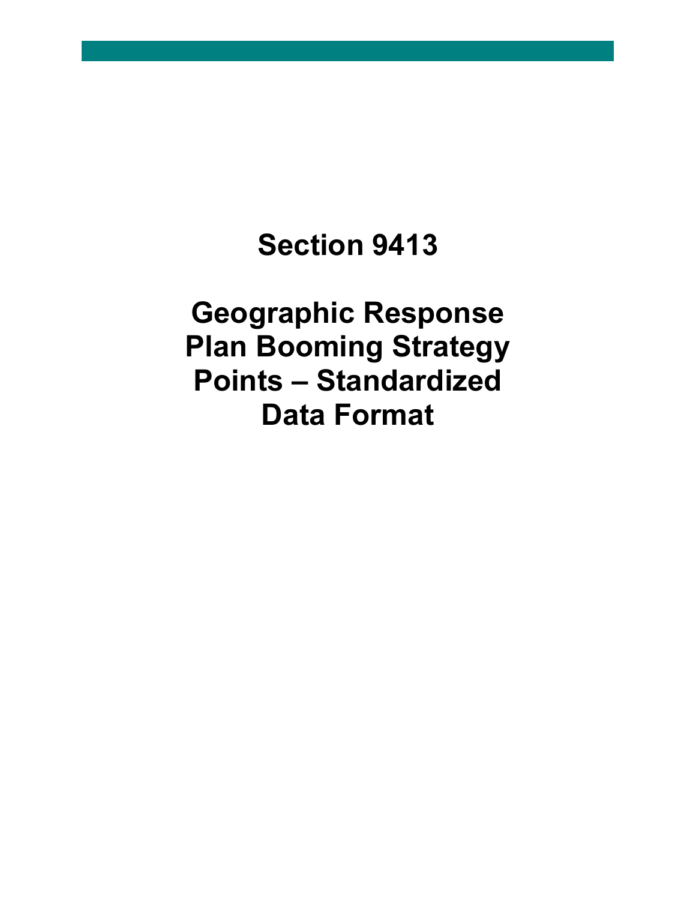# Section 9413

# Geographic Response Plan Booming Strategy Points – Standardized Data Format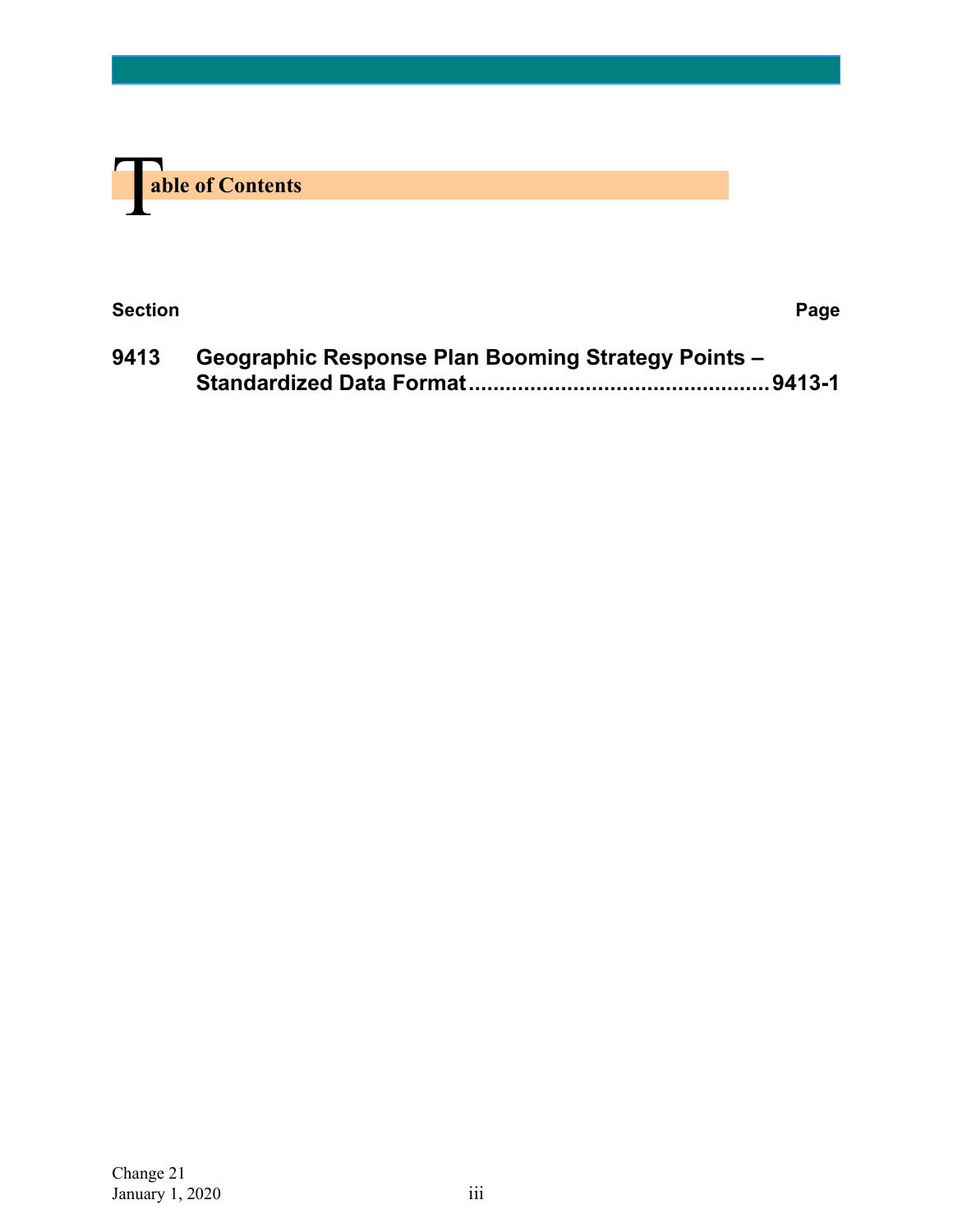# Table of Contents

| Section | | Page |
|---|---|---|
| 9413 | Geographic Response Plan Booming Strategy Points – Standardized Data Format | 9413-1 |

Change 21
January 1, 2020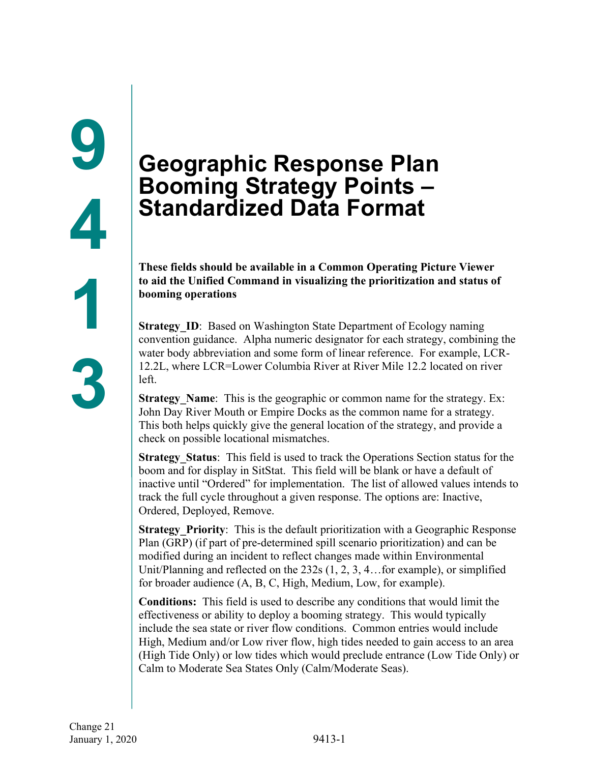# 9413 Geographic Response Plan Booming Strategy Points – Standardized Data Format

**These fields should be available in a Common Operating Picture Viewer to aid the Unified Command in visualizing the prioritization and status of booming operations**

**Strategy_ID**: Based on Washington State Department of Ecology naming convention guidance. Alpha numeric designator for each strategy, combining the water body abbreviation and some form of linear reference. For example, LCR-12.2L, where LCR=Lower Columbia River at River Mile 12.2 located on river left.

**Strategy_Name**: This is the geographic or common name for the strategy. Ex: John Day River Mouth or Empire Docks as the common name for a strategy. This both helps quickly give the general location of the strategy, and provide a check on possible locational mismatches.

**Strategy_Status**: This field is used to track the Operations Section status for the boom and for display in SitStat. This field will be blank or have a default of inactive until "Ordered" for implementation. The list of allowed values intends to track the full cycle throughout a given response. The options are: Inactive, Ordered, Deployed, Remove.

**Strategy_Priority**: This is the default prioritization with a Geographic Response Plan (GRP) (if part of pre-determined spill scenario prioritization) and can be modified during an incident to reflect changes made within Environmental Unit/Planning and reflected on the 232s (1, 2, 3, 4…for example), or simplified for broader audience (A, B, C, High, Medium, Low, for example).

**Conditions:** This field is used to describe any conditions that would limit the effectiveness or ability to deploy a booming strategy. This would typically include the sea state or river flow conditions. Common entries would include High, Medium and/or Low river flow, high tides needed to gain access to an area (High Tide Only) or low tides which would preclude entrance (Low Tide Only) or Calm to Moderate Sea States Only (Calm/Moderate Seas).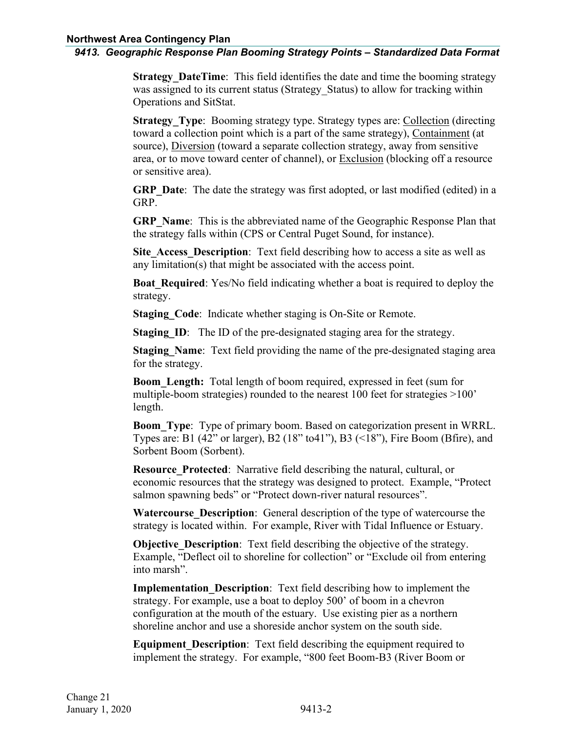**Strategy_DateTime**: This field identifies the date and time the booming strategy was assigned to its current status (Strategy_Status) to allow for tracking within Operations and SitStat.

**Strategy_Type**: Booming strategy type. Strategy types are: Collection (directing toward a collection point which is a part of the same strategy), Containment (at source), Diversion (toward a separate collection strategy, away from sensitive area, or to move toward center of channel), or Exclusion (blocking off a resource or sensitive area).

**GRP_Date**: The date the strategy was first adopted, or last modified (edited) in a GRP.

**GRP_Name**: This is the abbreviated name of the Geographic Response Plan that the strategy falls within (CPS or Central Puget Sound, for instance).

**Site_Access_Description**: Text field describing how to access a site as well as any limitation(s) that might be associated with the access point.

**Boat_Required**: Yes/No field indicating whether a boat is required to deploy the strategy.

**Staging_Code**: Indicate whether staging is On-Site or Remote.

**Staging_ID**: The ID of the pre-designated staging area for the strategy.

**Staging_Name**: Text field providing the name of the pre-designated staging area for the strategy.

**Boom_Length:** Total length of boom required, expressed in feet (sum for multiple-boom strategies) rounded to the nearest 100 feet for strategies >100' length.

**Boom_Type**: Type of primary boom. Based on categorization present in WRRL. Types are: B1 (42" or larger), B2 (18" to41"), B3 (<18"), Fire Boom (Bfire), and Sorbent Boom (Sorbent).

**Resource_Protected**: Narrative field describing the natural, cultural, or economic resources that the strategy was designed to protect. Example, "Protect salmon spawning beds" or "Protect down-river natural resources".

**Watercourse_Description**: General description of the type of watercourse the strategy is located within. For example, River with Tidal Influence or Estuary.

**Objective_Description**: Text field describing the objective of the strategy. Example, "Deflect oil to shoreline for collection" or "Exclude oil from entering into marsh".

**Implementation_Description**: Text field describing how to implement the strategy. For example, use a boat to deploy 500' of boom in a chevron configuration at the mouth of the estuary. Use existing pier as a northern shoreline anchor and use a shoreside anchor system on the south side.

**Equipment_Description**: Text field describing the equipment required to implement the strategy. For example, "800 feet Boom-B3 (River Boom or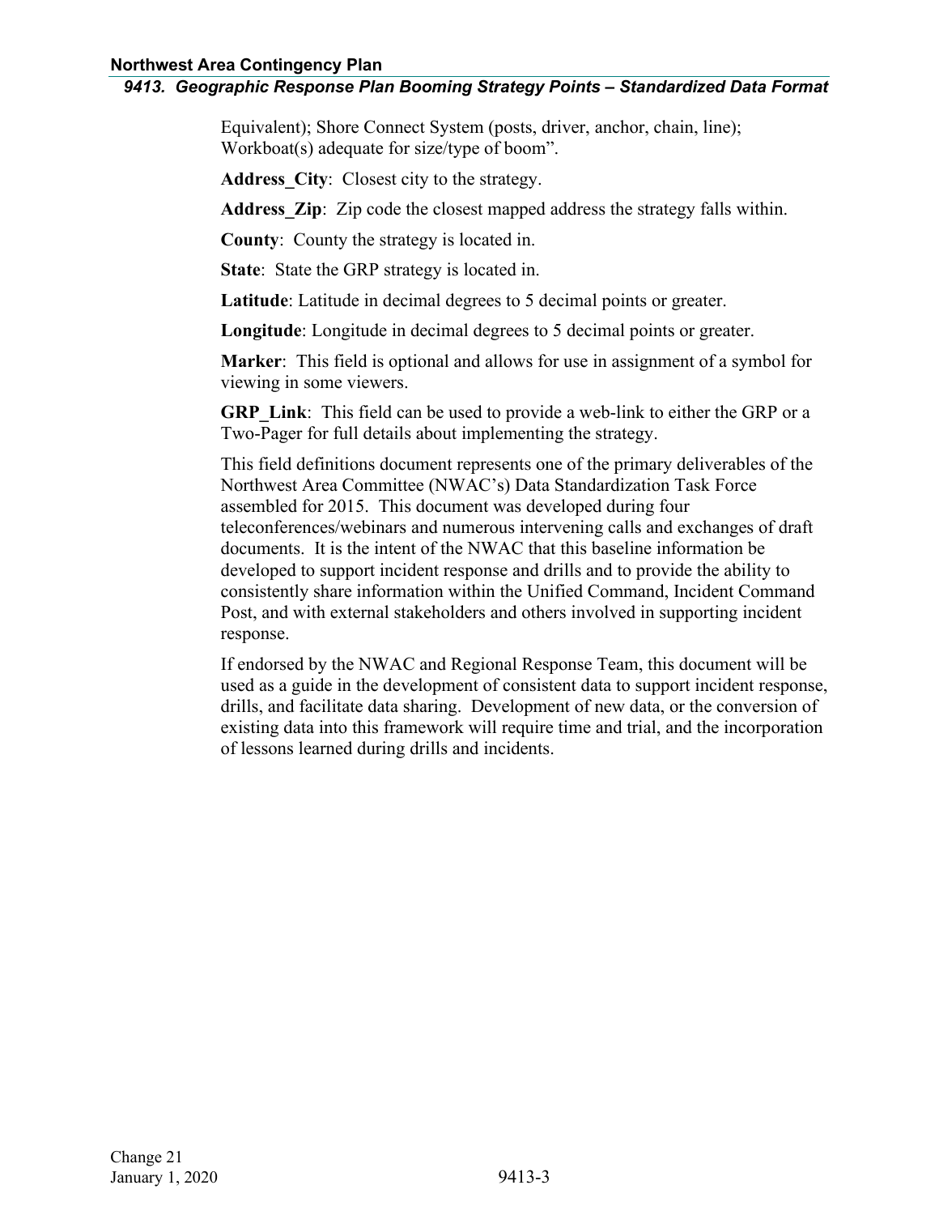Equivalent); Shore Connect System (posts, driver, anchor, chain, line); Workboat(s) adequate for size/type of boom".

**Address_City**: Closest city to the strategy.

**Address_Zip**: Zip code the closest mapped address the strategy falls within.

**County**: County the strategy is located in.

**State**: State the GRP strategy is located in.

**Latitude**: Latitude in decimal degrees to 5 decimal points or greater.

**Longitude**: Longitude in decimal degrees to 5 decimal points or greater.

**Marker**: This field is optional and allows for use in assignment of a symbol for viewing in some viewers.

**GRP_Link**: This field can be used to provide a web-link to either the GRP or a Two-Pager for full details about implementing the strategy.

This field definitions document represents one of the primary deliverables of the Northwest Area Committee (NWAC's) Data Standardization Task Force assembled for 2015. This document was developed during four teleconferences/webinars and numerous intervening calls and exchanges of draft documents. It is the intent of the NWAC that this baseline information be developed to support incident response and drills and to provide the ability to consistently share information within the Unified Command, Incident Command Post, and with external stakeholders and others involved in supporting incident response.

If endorsed by the NWAC and Regional Response Team, this document will be used as a guide in the development of consistent data to support incident response, drills, and facilitate data sharing. Development of new data, or the conversion of existing data into this framework will require time and trial, and the incorporation of lessons learned during drills and incidents.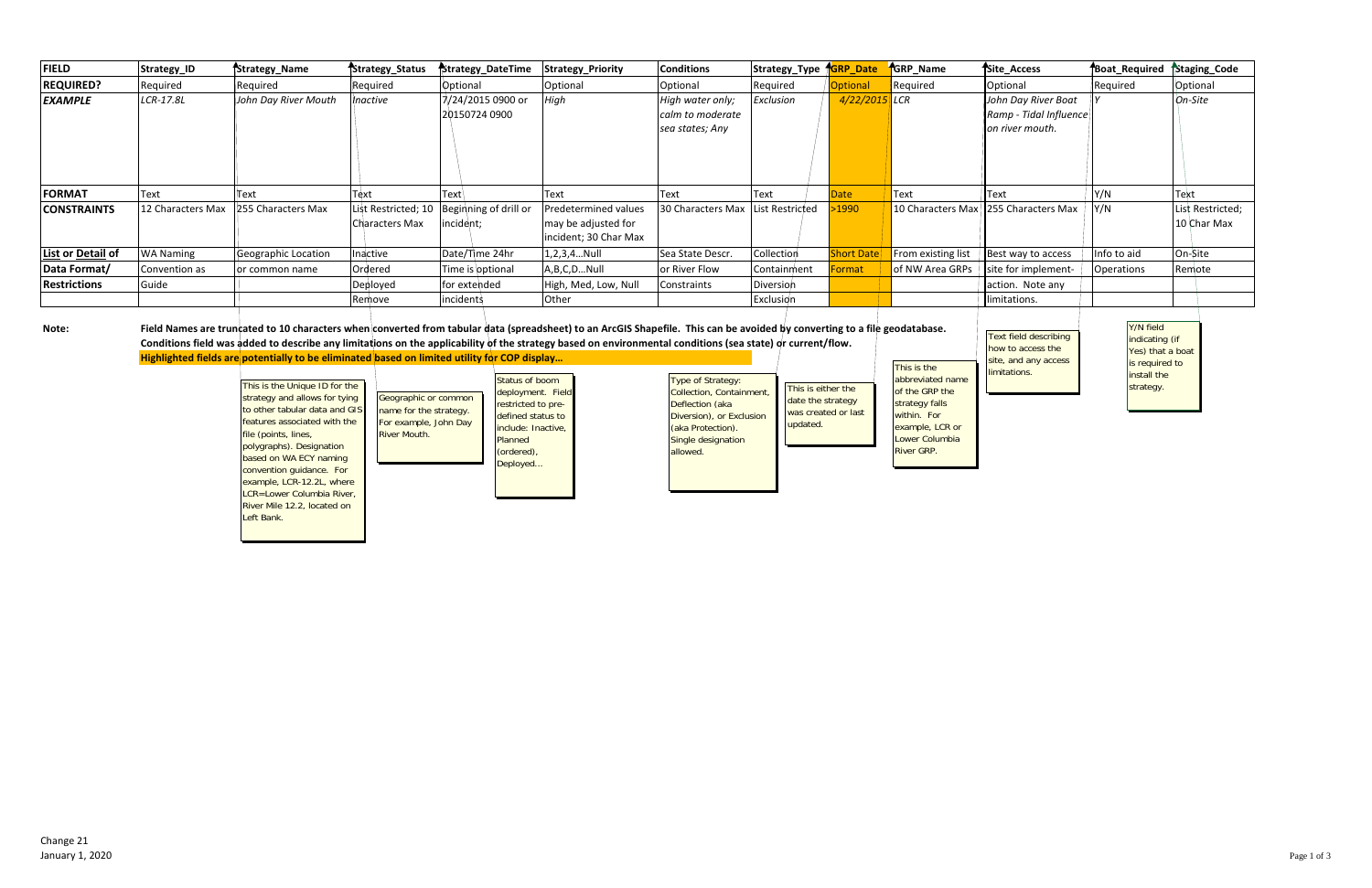| FIELD | Strategy_ID | Strategy_Name | Strategy_Status | Strategy_DateTime | Strategy_Priority | Conditions | Strategy_Type | GRP_Date | GRP_Name | Site_Access | Boat_Required | Staging_Code |
|---|---|---|---|---|---|---|---|---|---|---|---|---|
| **REQUIRED?** | Required | Required | Required | Optional | Optional | Optional | Required | Optional | Required | Optional | Required | Optional |
| ***EXAMPLE*** | *LCR-17.8L* | *John Day River Mouth* | *Inactive* | 7/24/2015 0900 or 20150724 0900 | *High* | *High water only; calm to moderate sea states; Any* | *Exclusion* | *4/22/2015* | *LCR* | *John Day River Boat Ramp - Tidal Influence on river mouth.* | *Y* | *On-Site* |
| **FORMAT** | Text | Text | Text | Text | Text | Text | Text | Date | Text | Text | Y/N | Text |
| **CONSTRAINTS** | 12 Characters Max | 255 Characters Max | List Restricted; 10 Characters Max | Beginning of drill or incident; | Predetermined values may be adjusted for incident; 30 Char Max | 30 Characters Max | List Restricted | >1990 | 10 Characters Max | 255 Characters Max | Y/N | List Restricted; 10 Char Max |
| **List or Detail of Data Format/ Restrictions** | WA Naming Convention as Guide | Geographic Location or common name | Inactive Ordered Deployed Remove | Date/Time 24hr Time is optional for extended incidents | 1,2,3,4...Null A,B,C,D...Null High, Med, Low, Null Other | Sea State Descr. or River Flow Constraints | Collection Containment Diversion Exclusion | Short Date Format | From existing list of NW Area GRPs | Best way to access site for implement-action. Note any limitations. | Info to aid Operations | On-Site Remote |

**Note:** **Field Names are truncated to 10 characters when converted from tabular data (spreadsheet) to an ArcGIS Shapefile. This can be avoided by converting to a file geodatabase.**
**Conditions field was added to describe any limitations on the applicability of the strategy based on environmental conditions (sea state) or current/flow.**
**Highlighted fields are potentially to be eliminated based on limited utility for COP display...**

Strategy_ID: This is the Unique ID for the strategy and allows for tying to other tabular data and GIS features associated with the file (points, lines, polygraphs). Designation based on WA ECY naming convention guidance. For example, LCR-12.2L, where LCR=Lower Columbia River, River Mile 12.2, located on Left Bank.

Strategy_Name: Geographic or common name for the strategy. For example, John Day River Mouth.

Strategy_Status: Status of boom deployment. Field restricted to pre-defined status to include: Inactive, Planned (ordered), Deployed...

Strategy_Type: Type of Strategy: Collection, Containment, Deflection (aka Diversion), or Exclusion (aka Protection). Single designation allowed.

GRP_Date: This is either the date the strategy was created or last updated.

GRP_Name: This is the abbreviated name of the GRP the strategy falls within. For example, LCR or Lower Columbia River GRP.

Site_Access: Text field describing how to access the site, and any access limitations.

Boat_Required: Y/N field indicating (if Yes) that a boat is required to install the strategy.

Change 21
January 1, 2020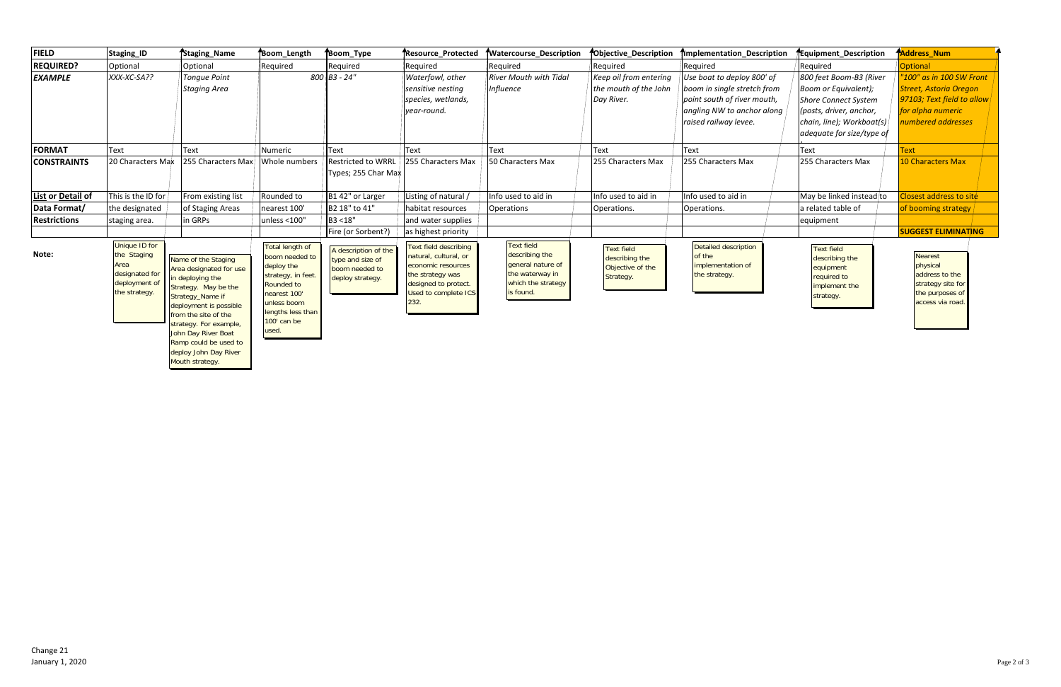| FIELD | Staging_ID | Staging_Name | Boom_Length | Boom_Type | Resource_Protected | Watercourse_Description | Objective_Description | Implementation_Description | Equipment_Description | Address_Num |
|---|---|---|---|---|---|---|---|---|---|---|
| **REQUIRED?** | Optional | Optional | Required | Required | Required | Required | Required | Required | Required | Optional |
| ***EXAMPLE*** | *XXX-XC-SA??* | *Tongue Point Staging Area* | *800* | *B3 - 24"* | *Waterfowl, other sensitive nesting species, wetlands, year-round.* | *River Mouth with Tidal Influence* | *Keep oil from entering the mouth of the John Day River.* | *Use boat to deploy 800' of boom in single stretch from point south of river mouth, angling NW to anchor along raised railway levee.* | *800 feet Boom-B3 (River Boom or Equivalent); Shore Connect System (posts, driver, anchor, chain, line); Workboat(s) adequate for size/type of* | *"100" as in 100 SW Front Street, Astoria Oregon 97103; Text field to allow for alpha numeric numbered addresses* |
| **FORMAT** | Text | Text | Numeric | Text | Text | Text | Text | Text | Text | Text |
| **CONSTRAINTS** | 20 Characters Max | 255 Characters Max | Whole numbers | Restricted to WRRL Types; 255 Char Max | 255 Characters Max | 50 Characters Max | 255 Characters Max | 255 Characters Max | 255 Characters Max | 10 Characters Max |
| **List or Detail of Data Format/ Restrictions** | This is the ID for the designated staging area. | From existing list of Staging Areas in GRPs | Rounded to nearest 100' unless <100" | B1 42" or Larger<br>B2 18" to 41"<br>B3 <18"<br>Fire (or Sorbent?) | Listing of natural / habitat resources and water supplies as highest priority | Info used to aid in Operations | Info used to aid in Operations. | Info used to aid in Operations. | May be linked instead to a related table of equipment | Closest address to site of booming strategy<br>**SUGGEST ELIMINATING** |
| **Note:** | Unique ID for the Staging Area designated for deployment of the strategy. | Name of the Staging Area designated for use in deploying the Strategy. May be the Strategy_Name if deployment is possible from the site of the strategy. For example, John Day River Boat Ramp could be used to deploy John Day River Mouth strategy. | Total length of boom needed to deploy the strategy, in feet. Rounded to nearest 100' unless boom lengths less than 100' can be used. | A description of the type and size of boom needed to deploy strategy. | Text field describing natural, cultural, or economic resources the strategy was designed to protect. Used to complete ICS 232. | Text field describing the general nature of the waterway in which the strategy is found. | Text field describing the Objective of the Strategy. | Detailed description of the implementation of the strategy. | Text field describing the equipment required to implement the strategy. | Nearest physical address to the strategy site for the purposes of access via road. |

Change 21
January 1, 2020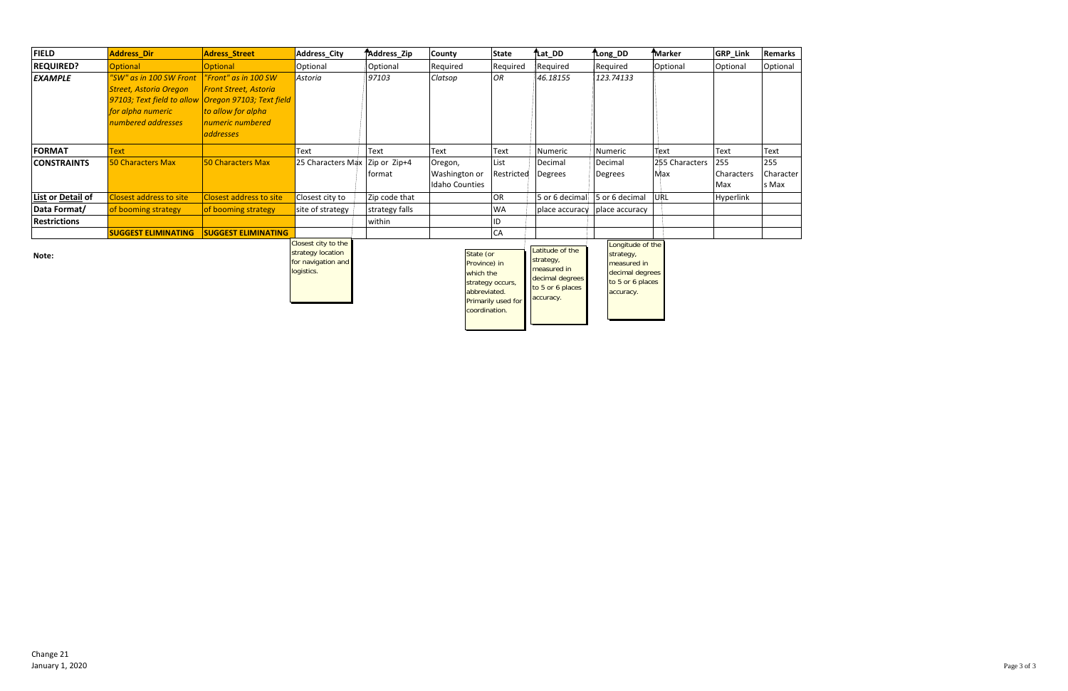| FIELD | Address_Dir | Adress_Street | Address_City | Address_Zip | County | State | Lat_DD | Long_DD | Marker | GRP_Link | Remarks |
|---|---|---|---|---|---|---|---|---|---|---|---|
| **REQUIRED?** | Optional | Optional | Optional | Optional | Required | Required | Required | Required | Optional | Optional | Optional |
| ***EXAMPLE*** | *"SW" as in 100 SW Front Street, Astoria Oregon 97103; Text field to allow for alpha numeric numbered addresses* | *"Front" as in 100 SW Front Street, Astoria Oregon 97103; Text field to allow for alpha numeric numbered addresses* | *Astoria* | *97103* | *Clatsop* | *OR* | *46.18155* | *123.74133* | | | |
| **FORMAT** | Text | | Text | Text | Text | Text | Numeric | Numeric | Text | Text | Text |
| **CONSTRAINTS** | 50 Characters Max | 50 Characters Max | 25 Characters Max | Zip or Zip+4 format | Oregon, Washington or Idaho Counties | List Restricted | Decimal Degrees | Decimal Degrees | 255 Characters Max | 255 Characters Max | 255 Characters Max |
| **List or Detail of Data Format/ Restrictions** | Closest address to site of booming strategy | Closest address to site of booming strategy | Closest city to site of strategy | Zip code that strategy falls within | | OR WA ID CA | 5 or 6 decimal place accuracy | 5 or 6 decimal place accuracy | URL | Hyperlink | |
| | **SUGGEST ELIMINATING** | **SUGGEST ELIMINATING** | | | | | | | | | |
| **Note:** | | | Closest city to the strategy location for navigation and logistics. | | State (or Province) in which the strategy occurs, abbreviated. Primarily used for coordination. | | Latitude of the strategy, measured in decimal degrees to 5 or 6 places accuracy. | Longitude of the strategy, measured in decimal degrees to 5 or 6 places accuracy. | | | |

Change 21
January 1, 2020